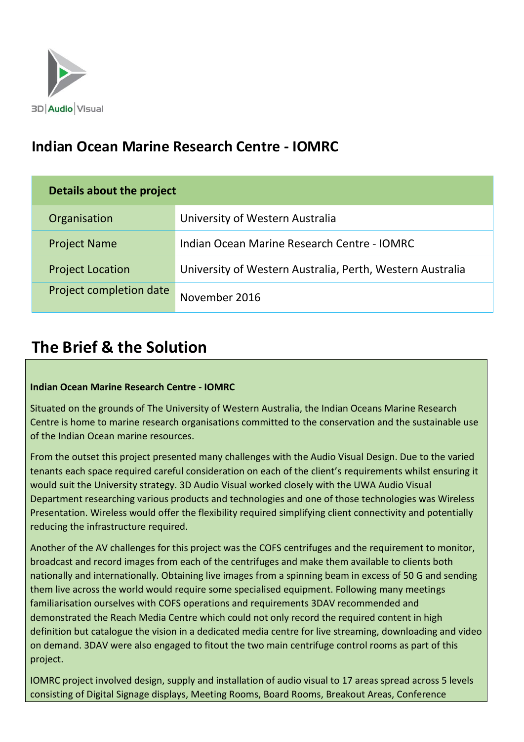3D|Audio|Visual

# Indian Ocean Marine Research Centre - IOMRC

| Details about the project | |
|---|---|
| Organisation | University of Western Australia |
| Project Name | Indian Ocean Marine Research Centre - IOMRC |
| Project Location | University of Western Australia, Perth, Western Australia |
| Project completion date | November 2016 |

## The Brief & the Solution

**Indian Ocean Marine Research Centre - IOMRC**

Situated on the grounds of The University of Western Australia, the Indian Oceans Marine Research Centre is home to marine research organisations committed to the conservation and the sustainable use of the Indian Ocean marine resources.

From the outset this project presented many challenges with the Audio Visual Design. Due to the varied tenants each space required careful consideration on each of the client's requirements whilst ensuring it would suit the University strategy. 3D Audio Visual worked closely with the UWA Audio Visual Department researching various products and technologies and one of those technologies was Wireless Presentation. Wireless would offer the flexibility required simplifying client connectivity and potentially reducing the infrastructure required.

Another of the AV challenges for this project was the COFS centrifuges and the requirement to monitor, broadcast and record images from each of the centrifuges and make them available to clients both nationally and internationally. Obtaining live images from a spinning beam in excess of 50 G and sending them live across the world would require some specialised equipment. Following many meetings familiarisation ourselves with COFS operations and requirements 3DAV recommended and demonstrated the Reach Media Centre which could not only record the required content in high definition but catalogue the vision in a dedicated media centre for live streaming, downloading and video on demand. 3DAV were also engaged to fitout the two main centrifuge control rooms as part of this project.

IOMRC project involved design, supply and installation of audio visual to 17 areas spread across 5 levels consisting of Digital Signage displays, Meeting Rooms, Board Rooms, Breakout Areas, Conference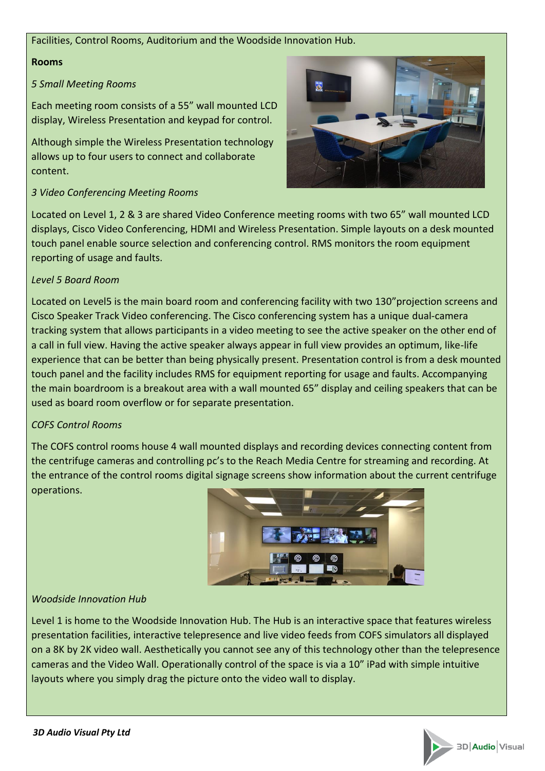Facilities, Control Rooms, Auditorium and the Woodside Innovation Hub.

**Rooms**

*5 Small Meeting Rooms*

Each meeting room consists of a 55" wall mounted LCD display, Wireless Presentation and keypad for control.

Although simple the Wireless Presentation technology allows up to four users to connect and collaborate content.

*3 Video Conferencing Meeting Rooms*

Located on Level 1, 2 & 3 are shared Video Conference meeting rooms with two 65" wall mounted LCD displays, Cisco Video Conferencing, HDMI and Wireless Presentation. Simple layouts on a desk mounted touch panel enable source selection and conferencing control. RMS monitors the room equipment reporting of usage and faults.

*Level 5 Board Room*

Located on Level5 is the main board room and conferencing facility with two 130"projection screens and Cisco Speaker Track Video conferencing. The Cisco conferencing system has a unique dual-camera tracking system that allows participants in a video meeting to see the active speaker on the other end of a call in full view. Having the active speaker always appear in full view provides an optimum, like-life experience that can be better than being physically present. Presentation control is from a desk mounted touch panel and the facility includes RMS for equipment reporting for usage and faults. Accompanying the main boardroom is a breakout area with a wall mounted 65" display and ceiling speakers that can be used as board room overflow or for separate presentation.

*COFS Control Rooms*

The COFS control rooms house 4 wall mounted displays and recording devices connecting content from the centrifuge cameras and controlling pc's to the Reach Media Centre for streaming and recording. At the entrance of the control rooms digital signage screens show information about the current centrifuge operations.

*Woodside Innovation Hub*

Level 1 is home to the Woodside Innovation Hub. The Hub is an interactive space that features wireless presentation facilities, interactive telepresence and live video feeds from COFS simulators all displayed on a 8K by 2K video wall. Aesthetically you cannot see any of this technology other than the telepresence cameras and the Video Wall. Operationally control of the space is via a 10" iPad with simple intuitive layouts where you simply drag the picture onto the video wall to display.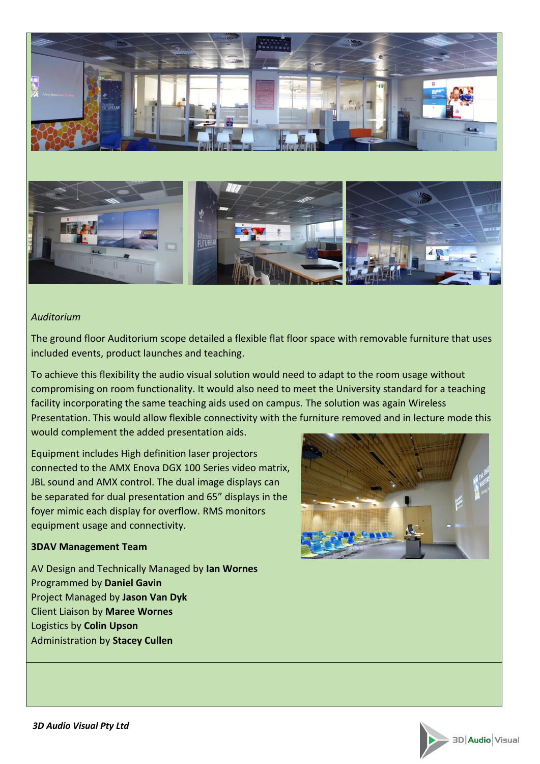*Auditorium*

The ground floor Auditorium scope detailed a flexible flat floor space with removable furniture that uses included events, product launches and teaching.

To achieve this flexibility the audio visual solution would need to adapt to the room usage without compromising on room functionality. It would also need to meet the University standard for a teaching facility incorporating the same teaching aids used on campus. The solution was again Wireless Presentation. This would allow flexible connectivity with the furniture removed and in lecture mode this would complement the added presentation aids.

Equipment includes High definition laser projectors connected to the AMX Enova DGX 100 Series video matrix, JBL sound and AMX control. The dual image displays can be separated for dual presentation and 65" displays in the foyer mimic each display for overflow. RMS monitors equipment usage and connectivity.

**3DAV Management Team**

AV Design and Technically Managed by **Ian Wornes**
Programmed by **Daniel Gavin**
Project Managed by **Jason Van Dyk**
Client Liaison by **Maree Wornes**
Logistics by **Colin Upson**
Administration by **Stacey Cullen**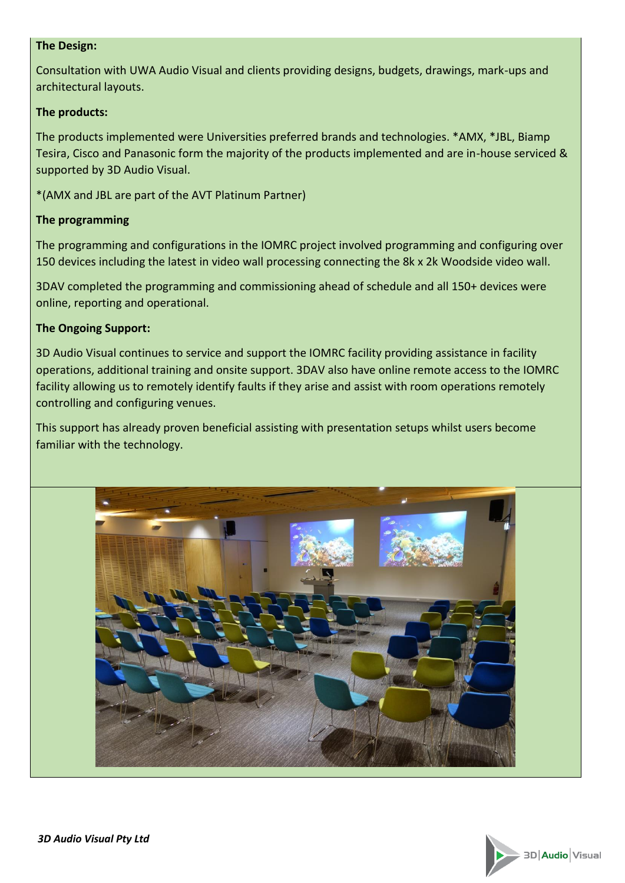**The Design:**

Consultation with UWA Audio Visual and clients providing designs, budgets, drawings, mark-ups and architectural layouts.

**The products:**

The products implemented were Universities preferred brands and technologies. *AMX, *JBL, Biamp Tesira, Cisco and Panasonic form the majority of the products implemented and are in-house serviced & supported by 3D Audio Visual.

*(AMX and JBL are part of the AVT Platinum Partner)

**The programming**

The programming and configurations in the IOMRC project involved programming and configuring over 150 devices including the latest in video wall processing connecting the 8k x 2k Woodside video wall.

3DAV completed the programming and commissioning ahead of schedule and all 150+ devices were online, reporting and operational.

**The Ongoing Support:**

3D Audio Visual continues to service and support the IOMRC facility providing assistance in facility operations, additional training and onsite support. 3DAV also have online remote access to the IOMRC facility allowing us to remotely identify faults if they arise and assist with room operations remotely controlling and configuring venues.

This support has already proven beneficial assisting with presentation setups whilst users become familiar with the technology.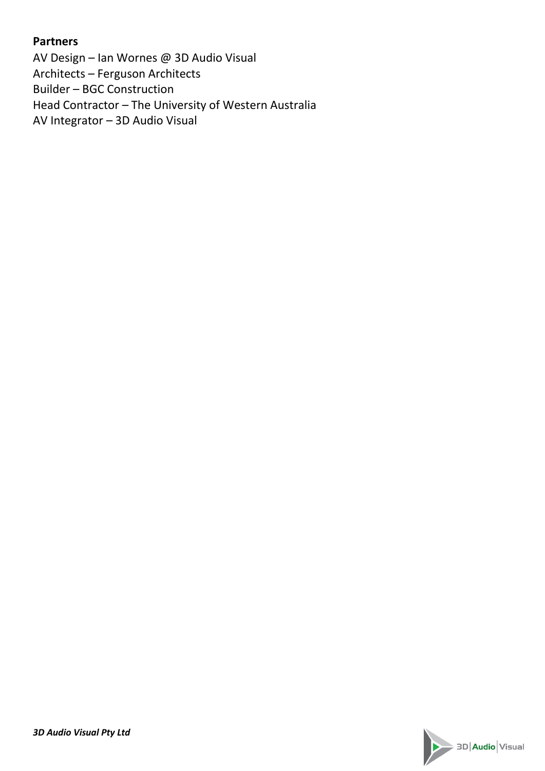**Partners**

AV Design – Ian Wornes @ 3D Audio Visual
Architects – Ferguson Architects
Builder – BGC Construction
Head Contractor – The University of Western Australia
AV Integrator – 3D Audio Visual